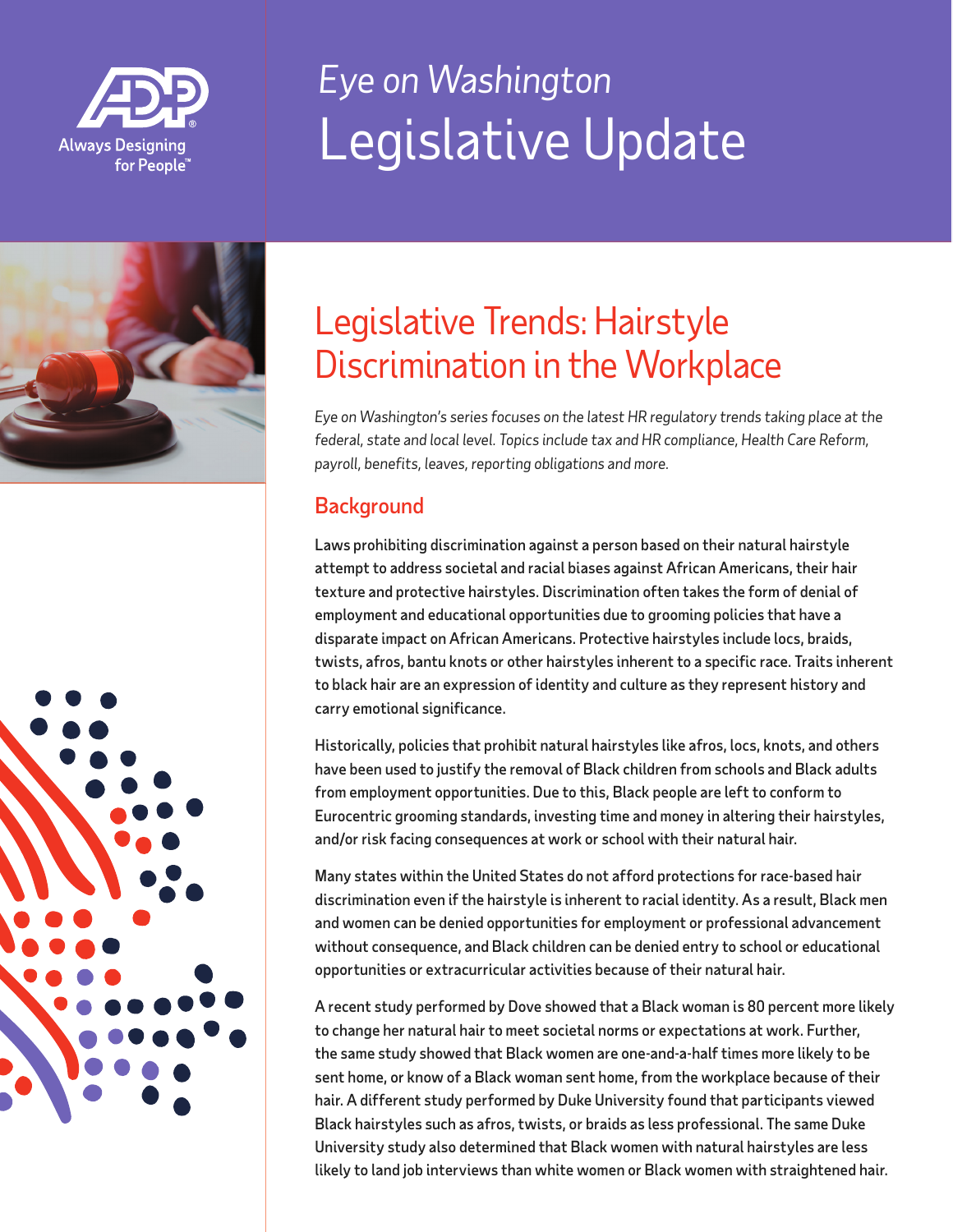*Eye on Washington*

# Legislative Update

## Legislative Trends: Hairstyle Discrimination in the Workplace

*Eye on Washington's series focuses on the latest HR regulatory trends taking place at the federal, state and local level. Topics include tax and HR compliance, Health Care Reform, payroll, benefits, leaves, reporting obligations and more.*

### Background

Laws prohibiting discrimination against a person based on their natural hairstyle attempt to address societal and racial biases against African Americans, their hair texture and protective hairstyles. Discrimination often takes the form of denial of employment and educational opportunities due to grooming policies that have a disparate impact on African Americans. Protective hairstyles include locs, braids, twists, afros, bantu knots or other hairstyles inherent to a specific race. Traits inherent to black hair are an expression of identity and culture as they represent history and carry emotional significance.

Historically, policies that prohibit natural hairstyles like afros, locs, knots, and others have been used to justify the removal of Black children from schools and Black adults from employment opportunities. Due to this, Black people are left to conform to Eurocentric grooming standards, investing time and money in altering their hairstyles, and/or risk facing consequences at work or school with their natural hair.

Many states within the United States do not afford protections for race-based hair discrimination even if the hairstyle is inherent to racial identity. As a result, Black men and women can be denied opportunities for employment or professional advancement without consequence, and Black children can be denied entry to school or educational opportunities or extracurricular activities because of their natural hair.

A recent study performed by Dove showed that a Black woman is 80 percent more likely to change her natural hair to meet societal norms or expectations at work. Further, the same study showed that Black women are one-and-a-half times more likely to be sent home, or know of a Black woman sent home, from the workplace because of their hair. A different study performed by Duke University found that participants viewed Black hairstyles such as afros, twists, or braids as less professional. The same Duke University study also determined that Black women with natural hairstyles are less likely to land job interviews than white women or Black women with straightened hair.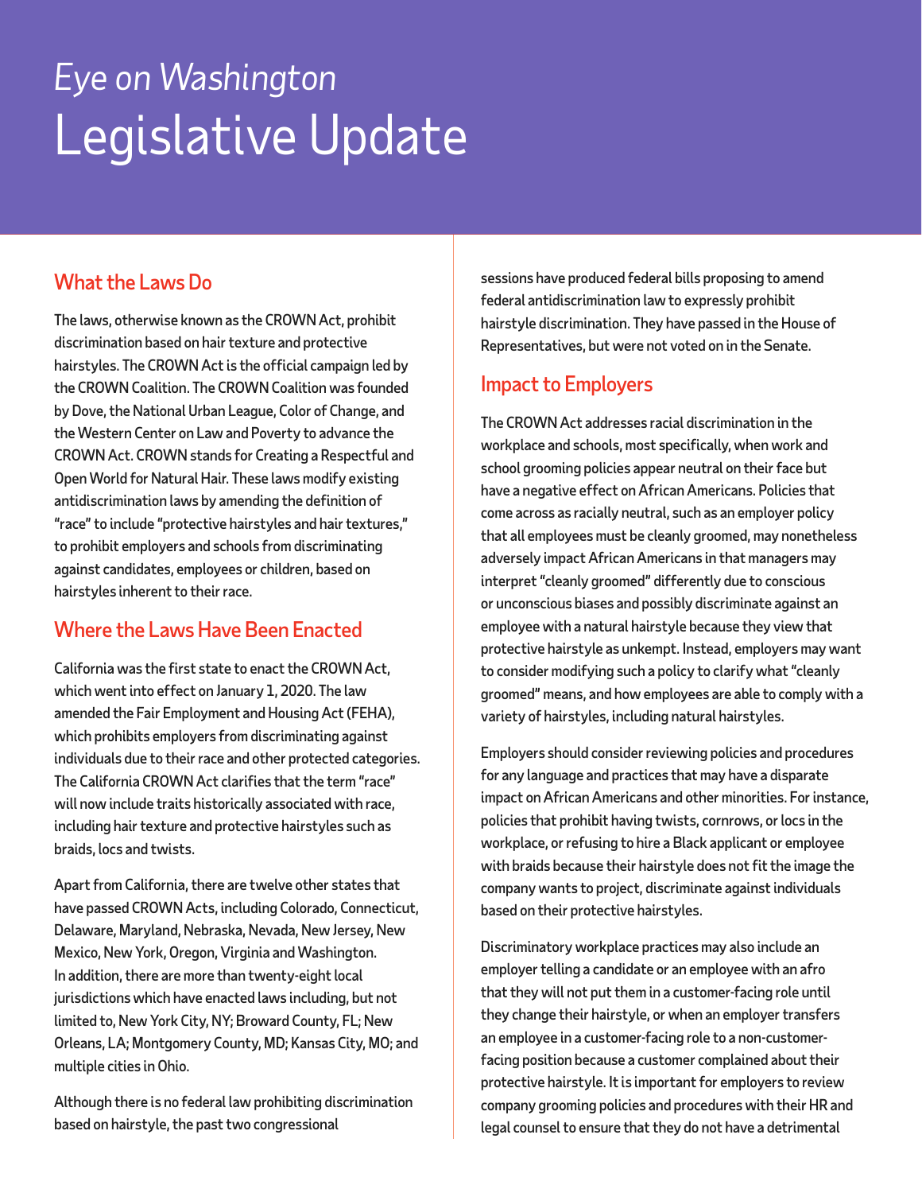# *Eye on Washington*
# Legislative Update

## What the Laws Do

The laws, otherwise known as the CROWN Act, prohibit discrimination based on hair texture and protective hairstyles. The CROWN Act is the official campaign led by the CROWN Coalition. The CROWN Coalition was founded by Dove, the National Urban League, Color of Change, and the Western Center on Law and Poverty to advance the CROWN Act. CROWN stands for Creating a Respectful and Open World for Natural Hair. These laws modify existing antidiscrimination laws by amending the definition of "race" to include "protective hairstyles and hair textures," to prohibit employers and schools from discriminating against candidates, employees or children, based on hairstyles inherent to their race.

## Where the Laws Have Been Enacted

California was the first state to enact the CROWN Act, which went into effect on January 1, 2020. The law amended the Fair Employment and Housing Act (FEHA), which prohibits employers from discriminating against individuals due to their race and other protected categories. The California CROWN Act clarifies that the term "race" will now include traits historically associated with race, including hair texture and protective hairstyles such as braids, locs and twists.

Apart from California, there are twelve other states that have passed CROWN Acts, including Colorado, Connecticut, Delaware, Maryland, Nebraska, Nevada, New Jersey, New Mexico, New York, Oregon, Virginia and Washington. In addition, there are more than twenty-eight local jurisdictions which have enacted laws including, but not limited to, New York City, NY; Broward County, FL; New Orleans, LA; Montgomery County, MD; Kansas City, MO; and multiple cities in Ohio.

Although there is no federal law prohibiting discrimination based on hairstyle, the past two congressional sessions have produced federal bills proposing to amend federal antidiscrimination law to expressly prohibit hairstyle discrimination. They have passed in the House of Representatives, but were not voted on in the Senate.

## Impact to Employers

The CROWN Act addresses racial discrimination in the workplace and schools, most specifically, when work and school grooming policies appear neutral on their face but have a negative effect on African Americans. Policies that come across as racially neutral, such as an employer policy that all employees must be cleanly groomed, may nonetheless adversely impact African Americans in that managers may interpret "cleanly groomed" differently due to conscious or unconscious biases and possibly discriminate against an employee with a natural hairstyle because they view that protective hairstyle as unkempt. Instead, employers may want to consider modifying such a policy to clarify what "cleanly groomed" means, and how employees are able to comply with a variety of hairstyles, including natural hairstyles.

Employers should consider reviewing policies and procedures for any language and practices that may have a disparate impact on African Americans and other minorities. For instance, policies that prohibit having twists, cornrows, or locs in the workplace, or refusing to hire a Black applicant or employee with braids because their hairstyle does not fit the image the company wants to project, discriminate against individuals based on their protective hairstyles.

Discriminatory workplace practices may also include an employer telling a candidate or an employee with an afro that they will not put them in a customer-facing role until they change their hairstyle, or when an employer transfers an employee in a customer-facing role to a non-customer-facing position because a customer complained about their protective hairstyle. It is important for employers to review company grooming policies and procedures with their HR and legal counsel to ensure that they do not have a detrimental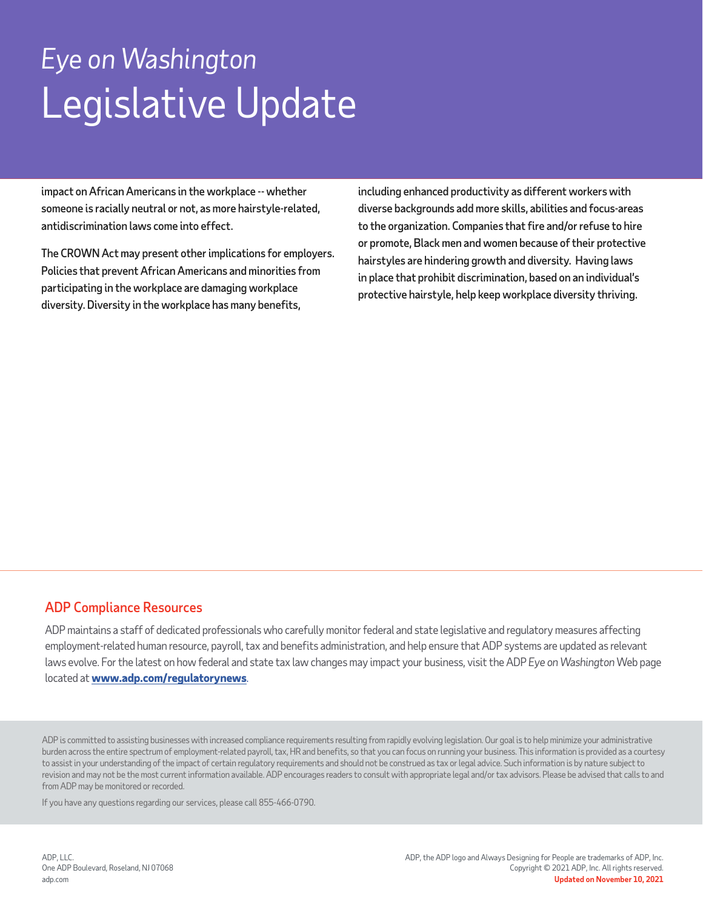impact on African Americans in the workplace -- whether someone is racially neutral or not, as more hairstyle-related, antidiscrimination laws come into effect.

The CROWN Act may present other implications for employers. Policies that prevent African Americans and minorities from participating in the workplace are damaging workplace diversity. Diversity in the workplace has many benefits, including enhanced productivity as different workers with diverse backgrounds add more skills, abilities and focus-areas to the organization. Companies that fire and/or refuse to hire or promote, Black men and women because of their protective hairstyles are hindering growth and diversity. Having laws in place that prohibit discrimination, based on an individual's protective hairstyle, help keep workplace diversity thriving.

## ADP Compliance Resources

ADP maintains a staff of dedicated professionals who carefully monitor federal and state legislative and regulatory measures affecting employment-related human resource, payroll, tax and benefits administration, and help ensure that ADP systems are updated as relevant laws evolve. For the latest on how federal and state tax law changes may impact your business, visit the ADP *Eye on Washington* Web page located at **www.adp.com/regulatorynews**.

ADP is committed to assisting businesses with increased compliance requirements resulting from rapidly evolving legislation. Our goal is to help minimize your administrative burden across the entire spectrum of employment-related payroll, tax, HR and benefits, so that you can focus on running your business. This information is provided as a courtesy to assist in your understanding of the impact of certain regulatory requirements and should not be construed as tax or legal advice. Such information is by nature subject to revision and may not be the most current information available. ADP encourages readers to consult with appropriate legal and/or tax advisors. Please be advised that calls to and from ADP may be monitored or recorded.

If you have any questions regarding our services, please call 855-466-0790.

ADP, LLC.
One ADP Boulevard, Roseland, NJ 07068
adp.com

ADP, the ADP logo and Always Designing for People are trademarks of ADP, Inc.
Copyright © 2021 ADP, Inc. All rights reserved.
**Updated on November 10, 2021**